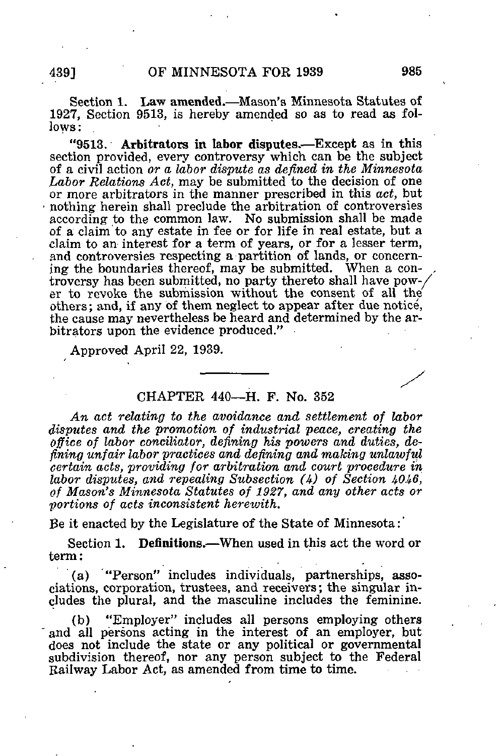Section 1. **Law amended.**—Mason's Minnesota Statutes of 1927, Section 9513, is hereby amended so as to read as follows:

"9513. **Arbitrators in labor disputes.**—Except as in this section provided, every controversy which can be the subject of a civil action *or a labor dispute as defined in the Minnesota Labor Relations Act,* may be submitted to the decision of one or more arbitrators in the manner prescribed in this *act,* but nothing herein shall preclude the arbitration of controversies according to the common law. No submission shall be made of a claim to any estate in fee or for life in real estate, but a claim to an interest for a term of years, or for a lesser term, and controversies respecting a partition of lands, or concerning the boundaries thereof, may be submitted. When a controversy has been submitted, no party thereto shall have power to revoke the submission without the consent of all the others; and, if any of them neglect to appear after due notice, the cause may nevertheless be heard and determined by the arbitrators upon the evidence produced."

Approved April 22, 1939.

---

## CHAPTER 440—H. F. No. 352

*An act relating to the avoidance and settlement of labor disputes and the promotion of industrial peace, creating the office of labor conciliator, defining his powers and duties, defining unfair labor practices and defining and making unlawful certain acts, providing for arbitration and court procedure in labor disputes, and repealing Subsection (4) of Section 4046, of Mason's Minnesota Statutes of 1927, and any other acts or portions of acts inconsistent herewith.*

Be it enacted by the Legislature of the State of Minnesota:

Section 1. **Definitions.**—When used in this act the word or term:

(a) "Person" includes individuals, partnerships, associations, corporation, trustees, and receivers; the singular includes the plural, and the masculine includes the feminine.

(b) "Employer" includes all persons employing others and all persons acting in the interest of an employer, but does not include the state or any political or governmental subdivision thereof, nor any person subject to the Federal Railway Labor Act, as amended from time to time.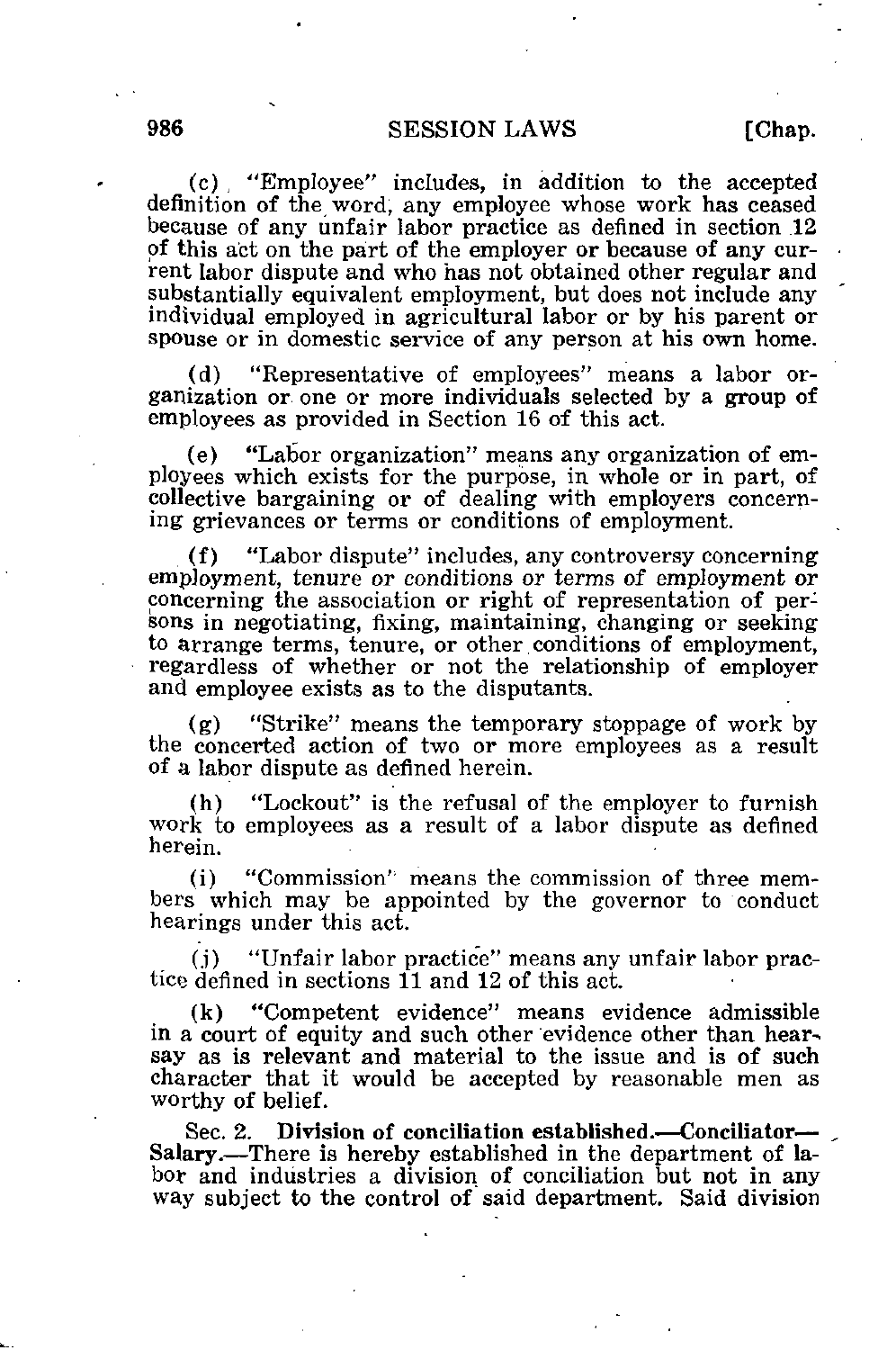(c) "Employee" includes, in addition to the accepted definition of the word, any employee whose work has ceased because of any unfair labor practice as defined in section 12 of this act on the part of the employer or because of any current labor dispute and who has not obtained other regular and substantially equivalent employment, but does not include any individual employed in agricultural labor or by his parent or spouse or in domestic service of any person at his own home.

(d) "Representative of employees" means a labor organization or one or more individuals selected by a group of employees as provided in Section 16 of this act.

(e) "Labor organization" means any organization of employees which exists for the purpose, in whole or in part, of collective bargaining or of dealing with employers concerning grievances or terms or conditions of employment.

(f) "Labor dispute" includes, any controversy concerning employment, tenure or conditions or terms of employment or concerning the association or right of representation of persons in negotiating, fixing, maintaining, changing or seeking to arrange terms, tenure, or other conditions of employment, regardless of whether or not the relationship of employer and employee exists as to the disputants.

(g) "Strike" means the temporary stoppage of work by the concerted action of two or more employees as a result of a labor dispute as defined herein.

(h) "Lockout" is the refusal of the employer to furnish work to employees as a result of a labor dispute as defined herein.

(i) "Commission" means the commission of three members which may be appointed by the governor to conduct hearings under this act.

(j) "Unfair labor practice" means any unfair labor practice defined in sections 11 and 12 of this act.

(k) "Competent evidence" means evidence admissible in a court of equity and such other evidence other than hearsay as is relevant and material to the issue and is of such character that it would be accepted by reasonable men as worthy of belief.

Sec. 2. **Division of conciliation established.—Conciliator—Salary.**—There is hereby established in the department of labor and industries a division of conciliation but not in any way subject to the control of said department. Said division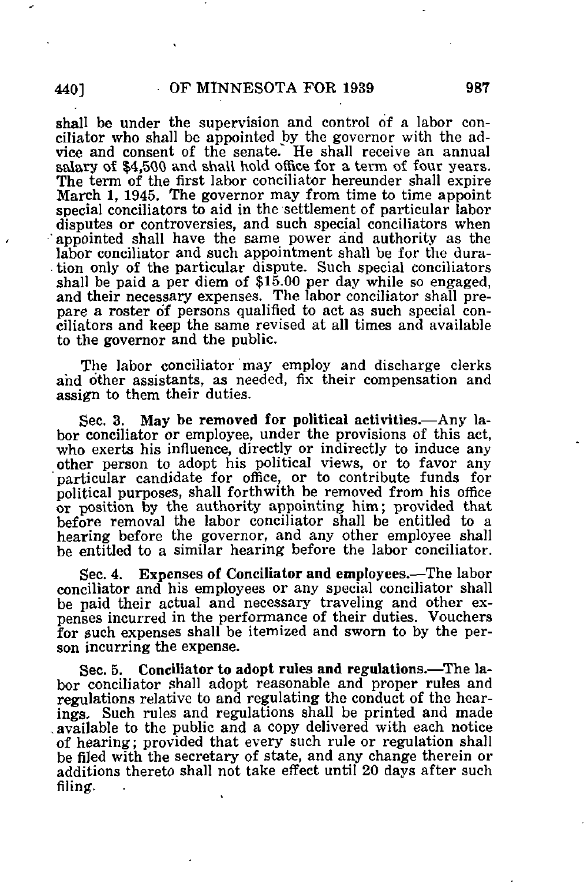shall be under the supervision and control of a labor conciliator who shall be appointed by the governor with the advice and consent of the senate. He shall receive an annual salary of $4,500 and shall hold office for a term of four years. The term of the first labor conciliator hereunder shall expire March 1, 1945. The governor may from time to time appoint special conciliators to aid in the settlement of particular labor disputes or controversies, and such special conciliators when appointed shall have the same power and authority as the labor conciliator and such appointment shall be for the duration only of the particular dispute. Such special conciliators shall be paid a per diem of $15.00 per day while so engaged, and their necessary expenses. The labor conciliator shall prepare a roster of persons qualified to act as such special conciliators and keep the same revised at all times and available to the governor and the public.

The labor conciliator may employ and discharge clerks and other assistants, as needed, fix their compensation and assign to them their duties.

Sec. 3. **May be removed for political activities.**—Any labor conciliator or employee, under the provisions of this act, who exerts his influence, directly or indirectly to induce any other person to adopt his political views, or to favor any particular candidate for office, or to contribute funds for political purposes, shall forthwith be removed from his office or position by the authority appointing him; provided that before removal the labor conciliator shall be entitled to a hearing before the governor, and any other employee shall be entitled to a similar hearing before the labor conciliator.

Sec. 4. **Expenses of Conciliator and employees.**—The labor conciliator and his employees or any special conciliator shall be paid their actual and necessary traveling and other expenses incurred in the performance of their duties. Vouchers for such expenses shall be itemized and sworn to by the person incurring the expense.

Sec. 5. **Conciliator to adopt rules and regulations.**—The labor conciliator shall adopt reasonable and proper rules and regulations relative to and regulating the conduct of the hearings. Such rules and regulations shall be printed and made available to the public and a copy delivered with each notice of hearing; provided that every such rule or regulation shall be filed with the secretary of state, and any change therein or additions thereto shall not take effect until 20 days after such filing.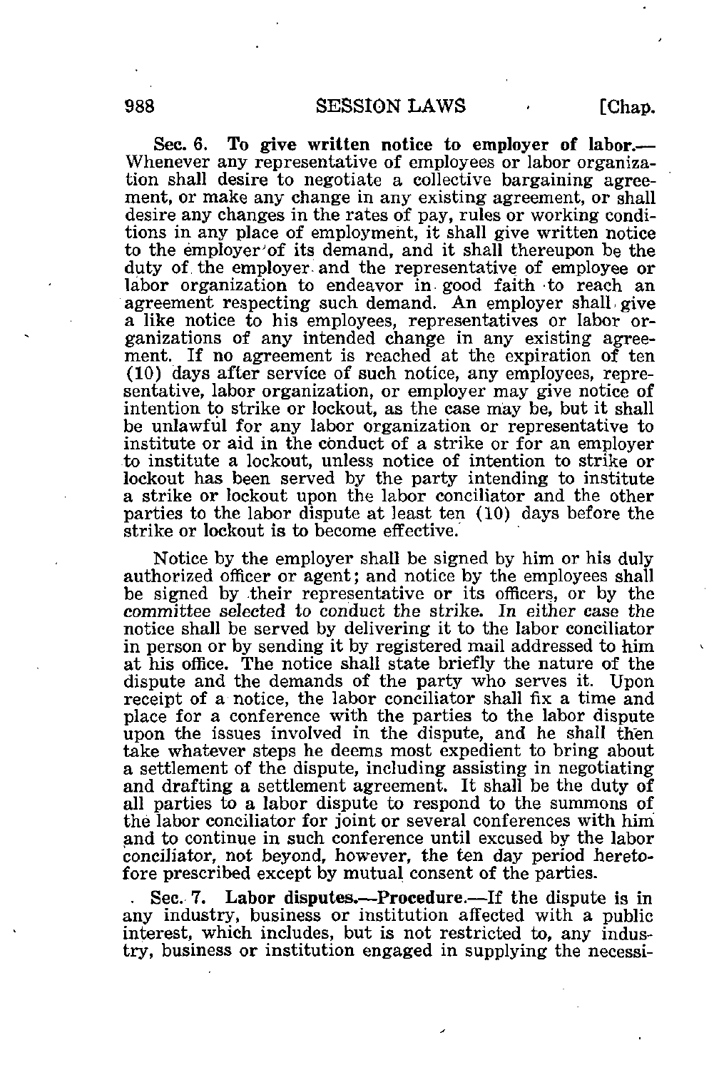**Sec. 6. To give written notice to employer of labor.**—Whenever any representative of employees or labor organization shall desire to negotiate a collective bargaining agreement, or make any change in any existing agreement, or shall desire any changes in the rates of pay, rules or working conditions in any place of employment, it shall give written notice to the employer of its demand, and it shall thereupon be the duty of the employer and the representative of employee or labor organization to endeavor in good faith to reach an agreement respecting such demand. An employer shall give a like notice to his employees, representatives or labor organizations of any intended change in any existing agreement. If no agreement is reached at the expiration of ten (10) days after service of such notice, any employees, representative, labor organization, or employer may give notice of intention to strike or lockout, as the case may be, but it shall be unlawful for any labor organization or representative to institute or aid in the conduct of a strike or for an employer to institute a lockout, unless notice of intention to strike or lockout has been served by the party intending to institute a strike or lockout upon the labor conciliator and the other parties to the labor dispute at least ten (10) days before the strike or lockout is to become effective.

Notice by the employer shall be signed by him or his duly authorized officer or agent; and notice by the employees shall be signed by their representative or its officers, or by the committee selected to conduct the strike. In either case the notice shall be served by delivering it to the labor conciliator in person or by sending it by registered mail addressed to him at his office. The notice shall state briefly the nature of the dispute and the demands of the party who serves it. Upon receipt of a notice, the labor conciliator shall fix a time and place for a conference with the parties to the labor dispute upon the issues involved in the dispute, and he shall then take whatever steps he deems most expedient to bring about a settlement of the dispute, including assisting in negotiating and drafting a settlement agreement. It shall be the duty of all parties to a labor dispute to respond to the summons of the labor conciliator for joint or several conferences with him and to continue in such conference until excused by the labor conciliator, not beyond, however, the ten day period heretofore prescribed except by mutual consent of the parties.

**Sec. 7. Labor disputes.—Procedure.**—If the dispute is in any industry, business or institution affected with a public interest, which includes, but is not restricted to, any industry, business or institution engaged in supplying the necessi-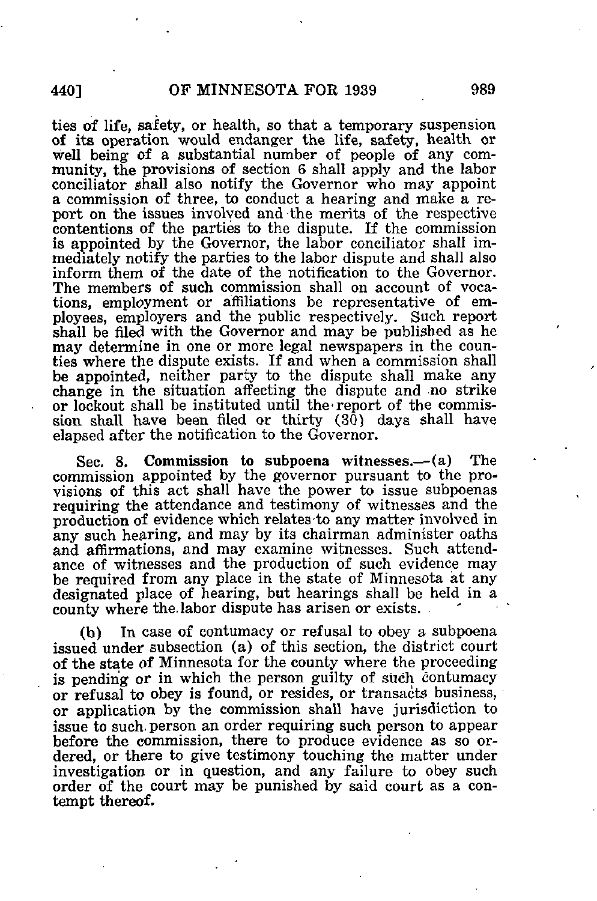ties of life, safety, or health, so that a temporary suspension of its operation would endanger the life, safety, health or well being of a substantial number of people of any community, the provisions of section 6 shall apply and the labor conciliator shall also notify the Governor who may appoint a commission of three, to conduct a hearing and make a report on the issues involved and the merits of the respective contentions of the parties to the dispute. If the commission is appointed by the Governor, the labor conciliator shall immediately notify the parties to the labor dispute and shall also inform them of the date of the notification to the Governor. The members of such commission shall on account of vocations, employment or affiliations be representative of employees, employers and the public respectively. Such report shall be filed with the Governor and may be published as he may determine in one or more legal newspapers in the counties where the dispute exists. If and when a commission shall be appointed, neither party to the dispute shall make any change in the situation affecting the dispute and no strike or lockout shall be instituted until the report of the commission shall have been filed or thirty (30) days shall have elapsed after the notification to the Governor.

Sec. 8. **Commission to subpoena witnesses.**—(a) The commission appointed by the governor pursuant to the provisions of this act shall have the power to issue subpoenas requiring the attendance and testimony of witnesses and the production of evidence which relates to any matter involved in any such hearing, and may by its chairman administer oaths and affirmations, and may examine witnesses. Such attendance of witnesses and the production of such evidence may be required from any place in the state of Minnesota at any designated place of hearing, but hearings shall be held in a county where the labor dispute has arisen or exists.

(b) In case of contumacy or refusal to obey a subpoena issued under subsection (a) of this section, the district court of the state of Minnesota for the county where the proceeding is pending or in which the person guilty of such contumacy or refusal to obey is found, or resides, or transacts business, or application by the commission shall have jurisdiction to issue to such person an order requiring such person to appear before the commission, there to produce evidence as so ordered, or there to give testimony touching the matter under investigation or in question, and any failure to obey such order of the court may be punished by said court as a contempt thereof.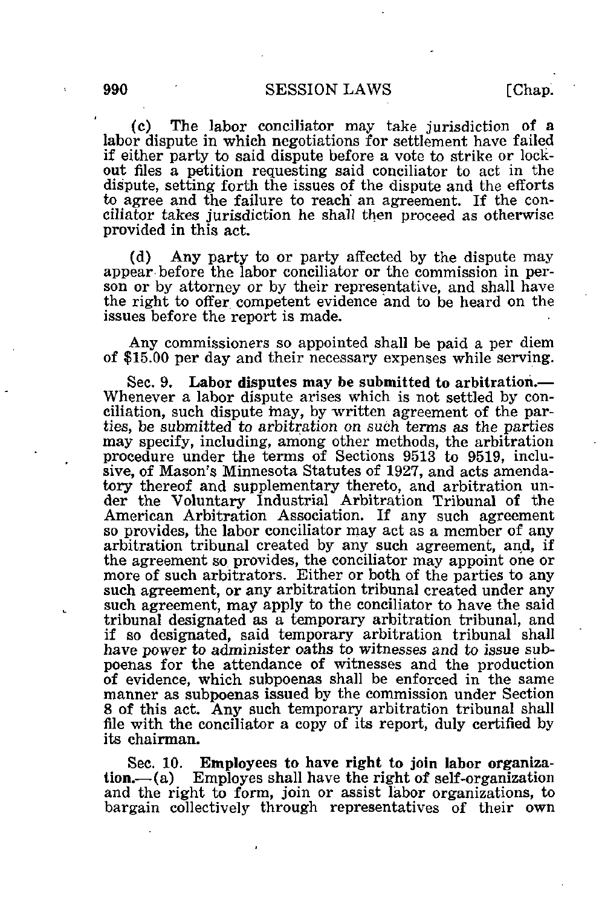(c) The labor conciliator may take jurisdiction of a labor dispute in which negotiations for settlement have failed if either party to said dispute before a vote to strike or lockout files a petition requesting said conciliator to act in the dispute, setting forth the issues of the dispute and the efforts to agree and the failure to reach an agreement. If the conciliator takes jurisdiction he shall then proceed as otherwise provided in this act.

(d) Any party to or party affected by the dispute may appear before the labor conciliator or the commission in person or by attorney or by their representative, and shall have the right to offer competent evidence and to be heard on the issues before the report is made.

Any commissioners so appointed shall be paid a per diem of $15.00 per day and their necessary expenses while serving.

Sec. 9. **Labor disputes may be submitted to arbitration.**—Whenever a labor dispute arises which is not settled by conciliation, such dispute may, by written agreement of the parties, be submitted to arbitration on such terms as the parties may specify, including, among other methods, the arbitration procedure under the terms of Sections 9513 to 9519, inclusive, of Mason's Minnesota Statutes of 1927, and acts amendatory thereof and supplementary thereto, and arbitration under the Voluntary Industrial Arbitration Tribunal of the American Arbitration Association. If any such agreement so provides, the labor conciliator may act as a member of any arbitration tribunal created by any such agreement, and, if the agreement so provides, the conciliator may appoint one or more of such arbitrators. Either or both of the parties to any such agreement, or any arbitration tribunal created under any such agreement, may apply to the conciliator to have the said tribunal designated as a temporary arbitration tribunal, and if so designated, said temporary arbitration tribunal shall have power to administer oaths to witnesses and to issue subpoenas for the attendance of witnesses and the production of evidence, which subpoenas shall be enforced in the same manner as subpoenas issued by the commission under Section 8 of this act. Any such temporary arbitration tribunal shall file with the conciliator a copy of its report, duly certified by its chairman.

Sec. 10. **Employees to have right to join labor organization.**—(a) Employes shall have the right of self-organization and the right to form, join or assist labor organizations, to bargain collectively through representatives of their own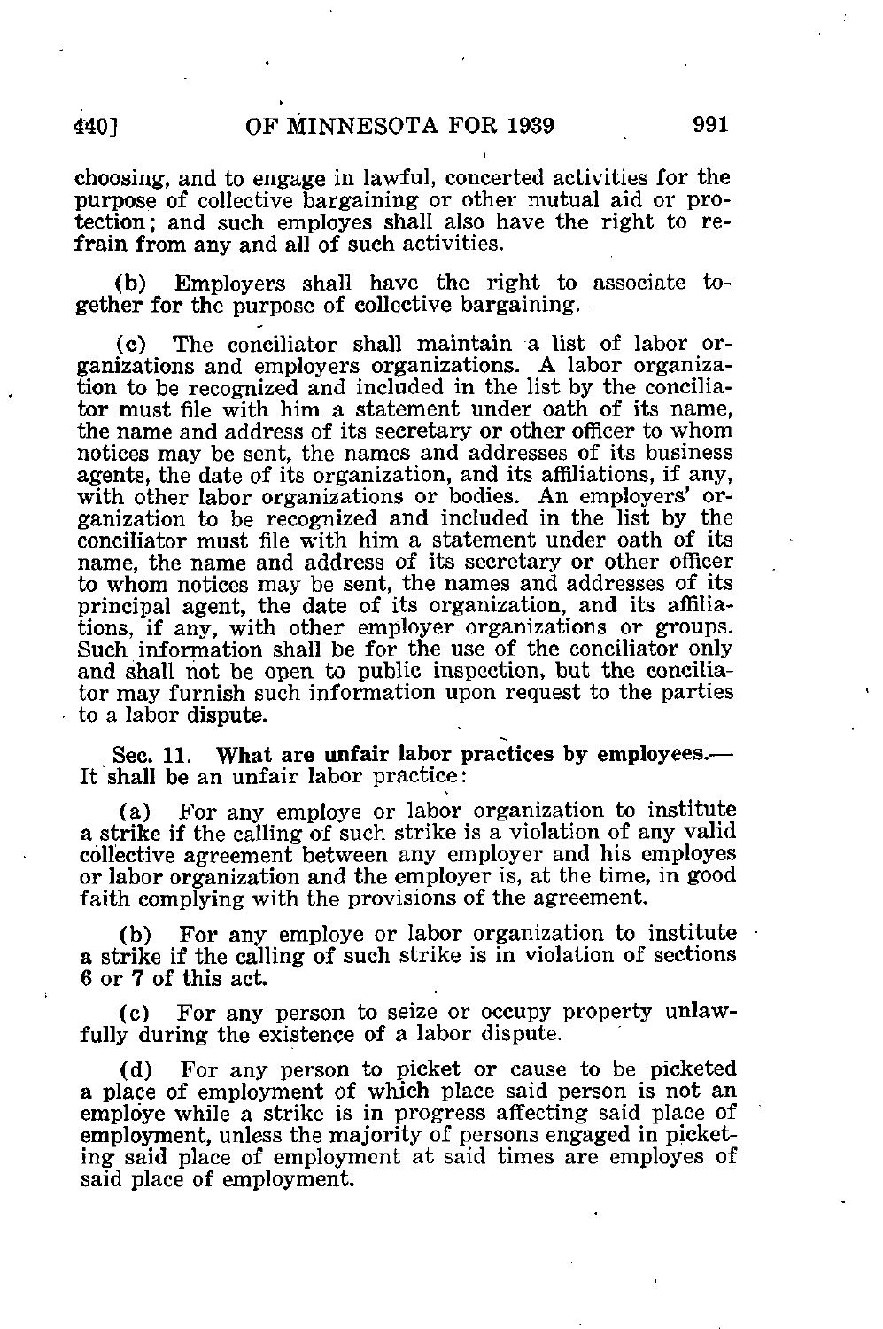choosing, and to engage in lawful, concerted activities for the purpose of collective bargaining or other mutual aid or protection; and such employes shall also have the right to refrain from any and all of such activities.

(b) Employers shall have the right to associate together for the purpose of collective bargaining.

(c) The conciliator shall maintain a list of labor organizations and employers organizations. A labor organization to be recognized and included in the list by the conciliator must file with him a statement under oath of its name, the name and address of its secretary or other officer to whom notices may be sent, the names and addresses of its business agents, the date of its organization, and its affiliations, if any, with other labor organizations or bodies. An employers' organization to be recognized and included in the list by the conciliator must file with him a statement under oath of its name, the name and address of its secretary or other officer to whom notices may be sent, the names and addresses of its principal agent, the date of its organization, and its affiliations, if any, with other employer organizations or groups. Such information shall be for the use of the conciliator only and shall not be open to public inspection, but the conciliator may furnish such information upon request to the parties to a labor dispute.

**Sec. 11. What are unfair labor practices by employees.**— It shall be an unfair labor practice:

(a) For any employe or labor organization to institute a strike if the calling of such strike is a violation of any valid collective agreement between any employer and his employes or labor organization and the employer is, at the time, in good faith complying with the provisions of the agreement.

(b) For any employe or labor organization to institute a strike if the calling of such strike is in violation of sections 6 or 7 of this act.

(c) For any person to seize or occupy property unlawfully during the existence of a labor dispute.

(d) For any person to picket or cause to be picketed a place of employment of which place said person is not an employe while a strike is in progress affecting said place of employment, unless the majority of persons engaged in picketing said place of employment at said times are employes of said place of employment.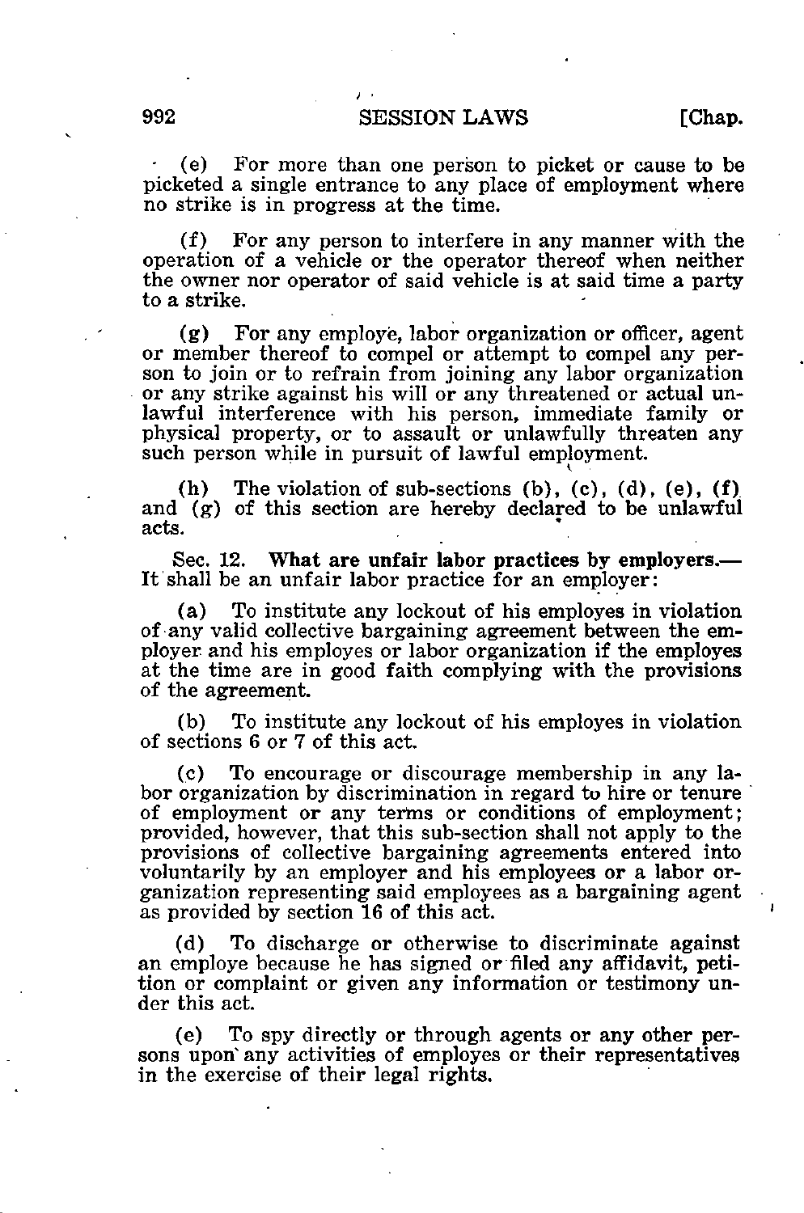(e) For more than one person to picket or cause to be picketed a single entrance to any place of employment where no strike is in progress at the time.

(f) For any person to interfere in any manner with the operation of a vehicle or the operator thereof when neither the owner nor operator of said vehicle is at said time a party to a strike.

(g) For any employe, labor organization or officer, agent or member thereof to compel or attempt to compel any person to join or to refrain from joining any labor organization or any strike against his will or any threatened or actual unlawful interference with his person, immediate family or physical property, or to assault or unlawfully threaten any such person while in pursuit of lawful employment.

(h) The violation of sub-sections (b), (c), (d), (e), (f) and (g) of this section are hereby declared to be unlawful acts.

Sec. 12. **What are unfair labor practices by employers.**—It shall be an unfair labor practice for an employer:

(a) To institute any lockout of his employes in violation of any valid collective bargaining agreement between the employer and his employes or labor organization if the employes at the time are in good faith complying with the provisions of the agreement.

(b) To institute any lockout of his employes in violation of sections 6 or 7 of this act.

(c) To encourage or discourage membership in any labor organization by discrimination in regard to hire or tenure of employment or any terms or conditions of employment; provided, however, that this sub-section shall not apply to the provisions of collective bargaining agreements entered into voluntarily by an employer and his employees or a labor organization representing said employees as a bargaining agent as provided by section 16 of this act.

(d) To discharge or otherwise to discriminate against an employe because he has signed or filed any affidavit, petition or complaint or given any information or testimony under this act.

(e) To spy directly or through agents or any other persons upon any activities of employes or their representatives in the exercise of their legal rights.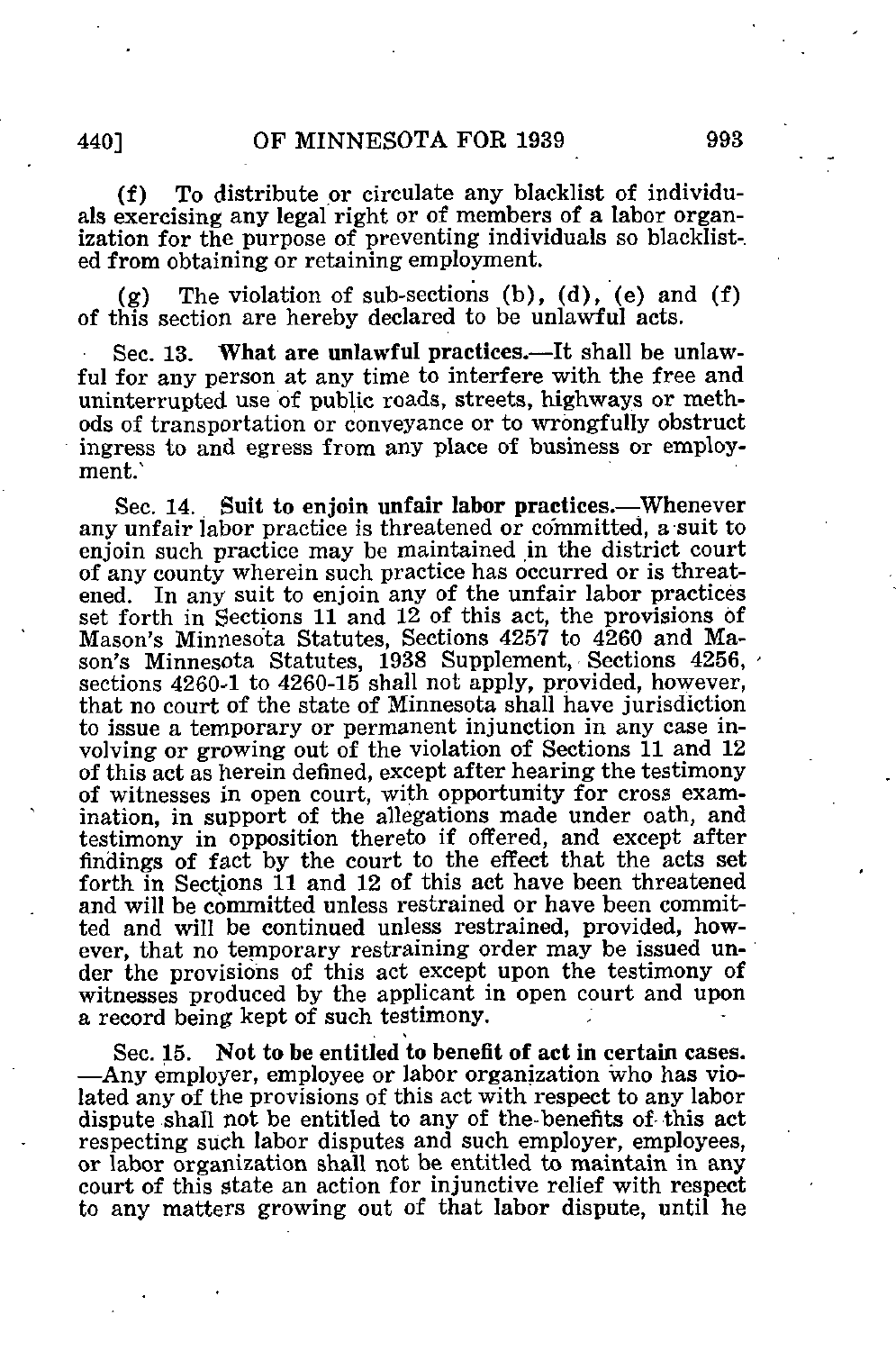(f) To distribute or circulate any blacklist of individuals exercising any legal right or of members of a labor organization for the purpose of preventing individuals so blacklisted from obtaining or retaining employment.

(g) The violation of sub-sections (b), (d), (e) and (f) of this section are hereby declared to be unlawful acts.

Sec. 13. **What are unlawful practices.**—It shall be unlawful for any person at any time to interfere with the free and uninterrupted use of public roads, streets, highways or methods of transportation or conveyance or to wrongfully obstruct ingress to and egress from any place of business or employment.

Sec. 14. **Suit to enjoin unfair labor practices.**—Whenever any unfair labor practice is threatened or committed, a suit to enjoin such practice may be maintained in the district court of any county wherein such practice has occurred or is threatened. In any suit to enjoin any of the unfair labor practices set forth in Sections 11 and 12 of this act, the provisions of Mason's Minnesota Statutes, Sections 4257 to 4260 and Mason's Minnesota Statutes, 1938 Supplement, Sections 4256, sections 4260-1 to 4260-15 shall not apply, provided, however, that no court of the state of Minnesota shall have jurisdiction to issue a temporary or permanent injunction in any case involving or growing out of the violation of Sections 11 and 12 of this act as herein defined, except after hearing the testimony of witnesses in open court, with opportunity for cross examination, in support of the allegations made under oath, and testimony in opposition thereto if offered, and except after findings of fact by the court to the effect that the acts set forth in Sections 11 and 12 of this act have been threatened and will be committed unless restrained or have been committed and will be continued unless restrained, provided, however, that no temporary restraining order may be issued under the provisions of this act except upon the testimony of witnesses produced by the applicant in open court and upon a record being kept of such testimony.

Sec. 15. **Not to be entitled to benefit of act in certain cases.**—Any employer, employee or labor organization who has violated any of the provisions of this act with respect to any labor dispute shall not be entitled to any of the benefits of this act respecting such labor disputes and such employer, employees, or labor organization shall not be entitled to maintain in any court of this state an action for injunctive relief with respect to any matters growing out of that labor dispute, until he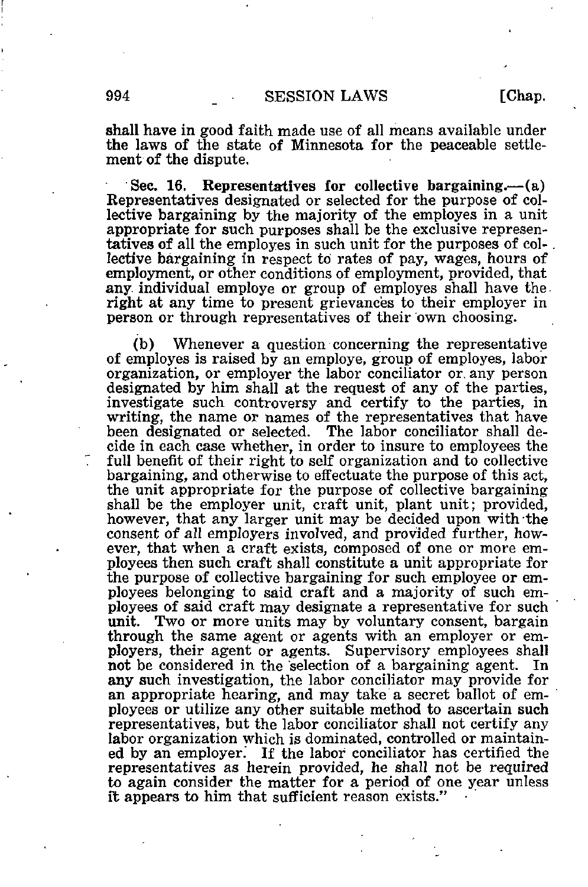shall have in good faith made use of all means available under the laws of the state of Minnesota for the peaceable settlement of the dispute.

**Sec. 16. Representatives for collective bargaining.**—(a) Representatives designated or selected for the purpose of collective bargaining by the majority of the employes in a unit appropriate for such purposes shall be the exclusive representatives of all the employes in such unit for the purposes of collective bargaining in respect to rates of pay, wages, hours of employment, or other conditions of employment, provided, that any individual employe or group of employes shall have the right at any time to present grievances to their employer in person or through representatives of their own choosing.

(b) Whenever a question concerning the representative of employes is raised by an employe, group of employes, labor organization, or employer the labor conciliator or any person designated by him shall at the request of any of the parties, investigate such controversy and certify to the parties, in writing, the name or names of the representatives that have been designated or selected. The labor conciliator shall decide in each case whether, in order to insure to employees the full benefit of their right to self organization and to collective bargaining, and otherwise to effectuate the purpose of this act, the unit appropriate for the purpose of collective bargaining shall be the employer unit, craft unit, plant unit; provided, however, that any larger unit may be decided upon with the consent of all employers involved, and provided further, however, that when a craft exists, composed of one or more employees then such craft shall constitute a unit appropriate for the purpose of collective bargaining for such employee or employees belonging to said craft and a majority of such employees of said craft may designate a representative for such unit. Two or more units may by voluntary consent, bargain through the same agent or agents with an employer or employers, their agent or agents. Supervisory employees shall not be considered in the selection of a bargaining agent. In any such investigation, the labor conciliator may provide for an appropriate hearing, and may take a secret ballot of employees or utilize any other suitable method to ascertain such representatives, but the labor conciliator shall not certify any labor organization which is dominated, controlled or maintained by an employer. If the labor conciliator has certified the representatives as herein provided, he shall not be required to again consider the matter for a period of one year unless it appears to him that sufficient reason exists."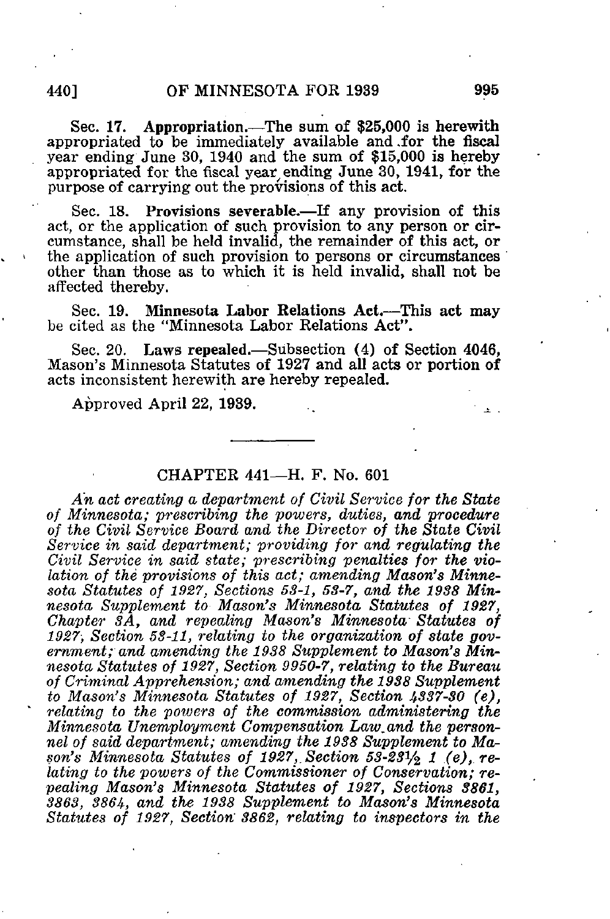Sec. 17. **Appropriation.**—The sum of $25,000 is herewith appropriated to be immediately available and for the fiscal year ending June 30, 1940 and the sum of $15,000 is hereby appropriated for the fiscal year ending June 30, 1941, for the purpose of carrying out the provisions of this act.

Sec. 18. **Provisions severable.**—If any provision of this act, or the application of such provision to any person or circumstance, shall be held invalid, the remainder of this act, or the application of such provision to persons or circumstances other than those as to which it is held invalid, shall not be affected thereby.

Sec. 19. **Minnesota Labor Relations Act.**—This act may be cited as the "Minnesota Labor Relations Act".

Sec. 20. **Laws repealed.**—Subsection (4) of Section 4046, Mason's Minnesota Statutes of 1927 and all acts or portion of acts inconsistent herewith are hereby repealed.

Approved April 22, 1939.

---

## CHAPTER 441—H. F. No. 601

*An act creating a department of Civil Service for the State of Minnesota; prescribing the powers, duties, and procedure of the Civil Service Board and the Director of the State Civil Service in said department; providing for and regulating the Civil Service in said state; prescribing penalties for the violation of the provisions of this act; amending Mason's Minnesota Statutes of 1927, Sections 53-1, 53-7, and the 1938 Minnesota Supplement to Mason's Minnesota Statutes of 1927, Chapter 3A, and repealing Mason's Minnesota Statutes of 1927, Section 53-11, relating to the organization of state government; and amending the 1938 Supplement to Mason's Minnesota Statutes of 1927, Section 9950-7, relating to the Bureau of Criminal Apprehension; and amending the 1938 Supplement to Mason's Minnesota Statutes of 1927, Section 4337-30 (e), relating to the powers of the commission administering the Minnesota Unemployment Compensation Law and the personnel of said department; amending the 1938 Supplement to Mason's Minnesota Statutes of 1927, Section 53-23½ 1 (e), relating to the powers of the Commissioner of Conservation; repealing Mason's Minnesota Statutes of 1927, Sections 3861, 3863, 3864, and the 1938 Supplement to Mason's Minnesota Statutes of 1927, Section 3862, relating to inspectors in the*